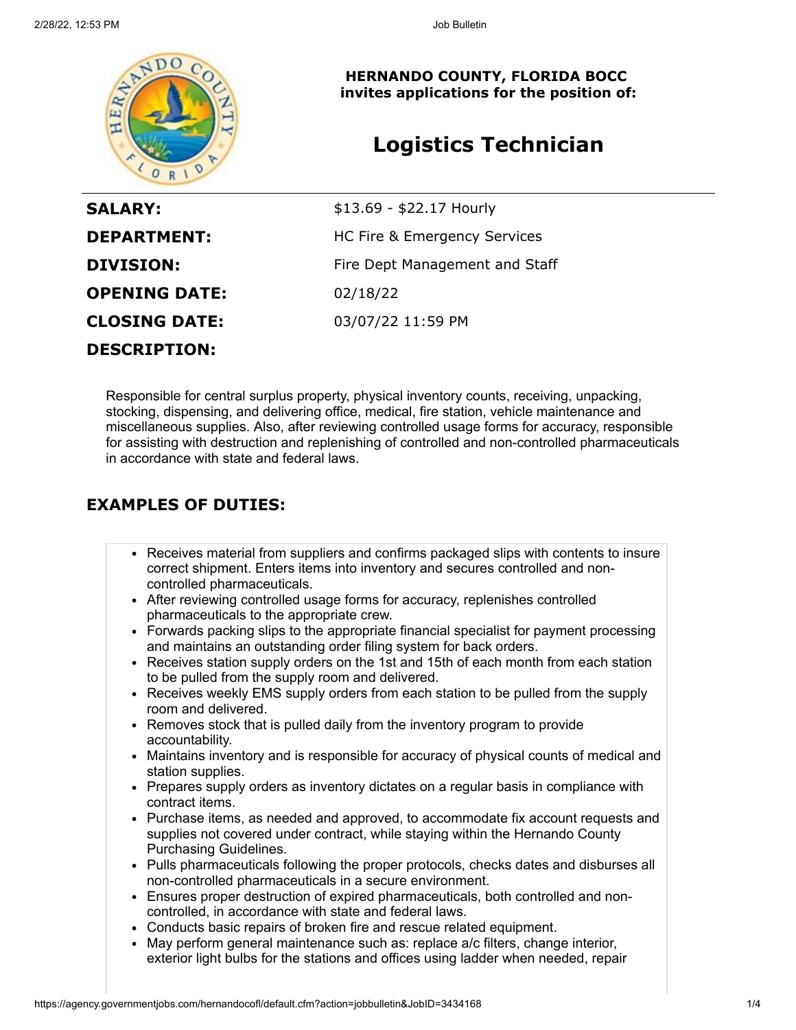**HERNANDO COUNTY, FLORIDA BOCC**
**invites applications for the position of:**

# Logistics Technician

| | |
|---|---|
| **SALARY:** | $13.69 - $22.17 Hourly |
| **DEPARTMENT:** | HC Fire & Emergency Services |
| **DIVISION:** | Fire Dept Management and Staff |
| **OPENING DATE:** | 02/18/22 |
| **CLOSING DATE:** | 03/07/22 11:59 PM |

**DESCRIPTION:**

Responsible for central surplus property, physical inventory counts, receiving, unpacking, stocking, dispensing, and delivering office, medical, fire station, vehicle maintenance and miscellaneous supplies. Also, after reviewing controlled usage forms for accuracy, responsible for assisting with destruction and replenishing of controlled and non-controlled pharmaceuticals in accordance with state and federal laws.

## EXAMPLES OF DUTIES:

- Receives material from suppliers and confirms packaged slips with contents to insure correct shipment. Enters items into inventory and secures controlled and non-controlled pharmaceuticals.
- After reviewing controlled usage forms for accuracy, replenishes controlled pharmaceuticals to the appropriate crew.
- Forwards packing slips to the appropriate financial specialist for payment processing and maintains an outstanding order filing system for back orders.
- Receives station supply orders on the 1st and 15th of each month from each station to be pulled from the supply room and delivered.
- Receives weekly EMS supply orders from each station to be pulled from the supply room and delivered.
- Removes stock that is pulled daily from the inventory program to provide accountability.
- Maintains inventory and is responsible for accuracy of physical counts of medical and station supplies.
- Prepares supply orders as inventory dictates on a regular basis in compliance with contract items.
- Purchase items, as needed and approved, to accommodate fix account requests and supplies not covered under contract, while staying within the Hernando County Purchasing Guidelines.
- Pulls pharmaceuticals following the proper protocols, checks dates and disburses all non-controlled pharmaceuticals in a secure environment.
- Ensures proper destruction of expired pharmaceuticals, both controlled and non-controlled, in accordance with state and federal laws.
- Conducts basic repairs of broken fire and rescue related equipment.
- May perform general maintenance such as: replace a/c filters, change interior, exterior light bulbs for the stations and offices using ladder when needed, repair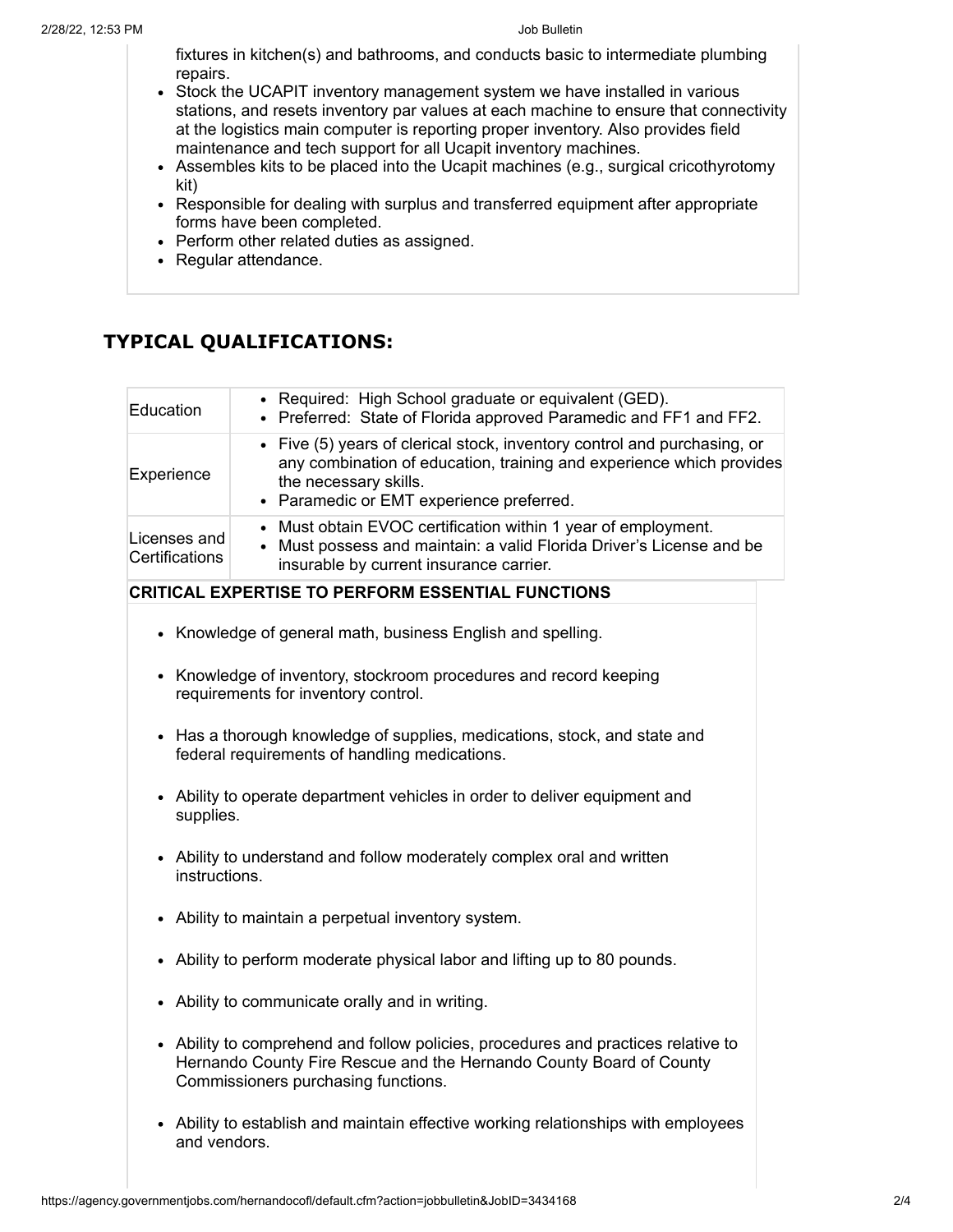fixtures in kitchen(s) and bathrooms, and conducts basic to intermediate plumbing repairs.
- Stock the UCAPIT inventory management system we have installed in various stations, and resets inventory par values at each machine to ensure that connectivity at the logistics main computer is reporting proper inventory. Also provides field maintenance and tech support for all Ucapit inventory machines.
- Assembles kits to be placed into the Ucapit machines (e.g., surgical cricothyrotomy kit)
- Responsible for dealing with surplus and transferred equipment after appropriate forms have been completed.
- Perform other related duties as assigned.
- Regular attendance.

## TYPICAL QUALIFICATIONS:

| | |
|---|---|
| Education | • Required: High School graduate or equivalent (GED).<br>• Preferred: State of Florida approved Paramedic and FF1 and FF2. |
| Experience | • Five (5) years of clerical stock, inventory control and purchasing, or any combination of education, training and experience which provides the necessary skills.<br>• Paramedic or EMT experience preferred. |
| Licenses and Certifications | • Must obtain EVOC certification within 1 year of employment.<br>• Must possess and maintain: a valid Florida Driver's License and be insurable by current insurance carrier. |

**CRITICAL EXPERTISE TO PERFORM ESSENTIAL FUNCTIONS**

- Knowledge of general math, business English and spelling.
- Knowledge of inventory, stockroom procedures and record keeping requirements for inventory control.
- Has a thorough knowledge of supplies, medications, stock, and state and federal requirements of handling medications.
- Ability to operate department vehicles in order to deliver equipment and supplies.
- Ability to understand and follow moderately complex oral and written instructions.
- Ability to maintain a perpetual inventory system.
- Ability to perform moderate physical labor and lifting up to 80 pounds.
- Ability to communicate orally and in writing.
- Ability to comprehend and follow policies, procedures and practices relative to Hernando County Fire Rescue and the Hernando County Board of County Commissioners purchasing functions.
- Ability to establish and maintain effective working relationships with employees and vendors.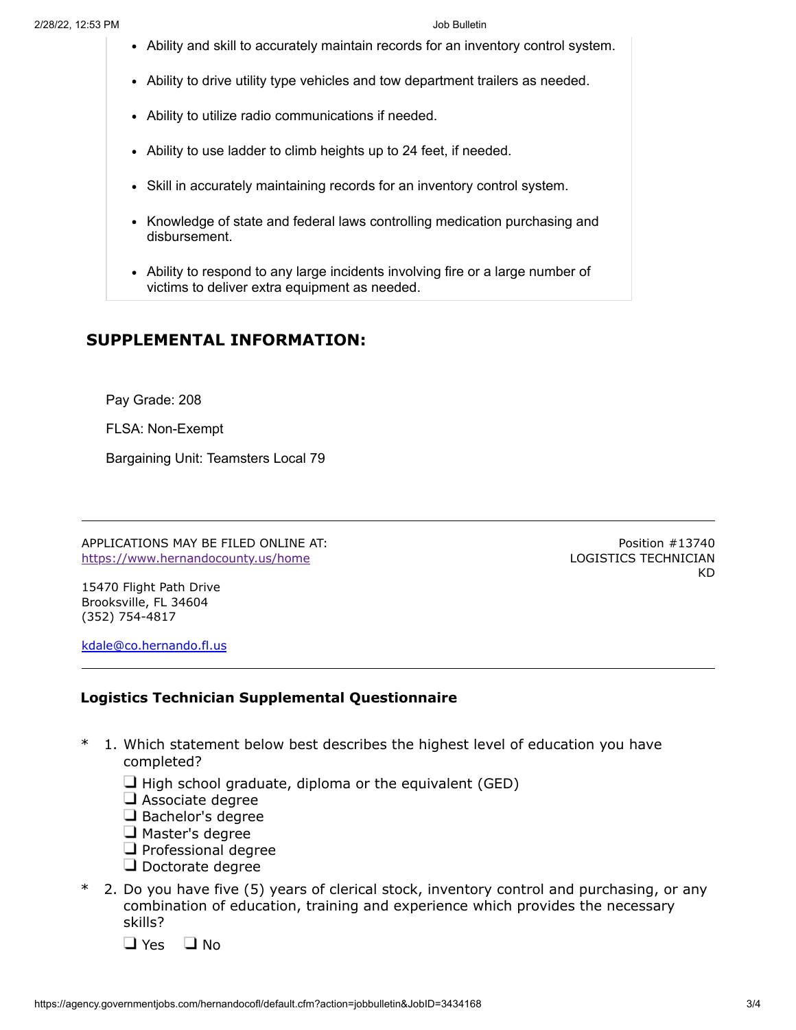- Ability and skill to accurately maintain records for an inventory control system.
- Ability to drive utility type vehicles and tow department trailers as needed.
- Ability to utilize radio communications if needed.
- Ability to use ladder to climb heights up to 24 feet, if needed.
- Skill in accurately maintaining records for an inventory control system.
- Knowledge of state and federal laws controlling medication purchasing and disbursement.
- Ability to respond to any large incidents involving fire or a large number of victims to deliver extra equipment as needed.

## SUPPLEMENTAL INFORMATION:

Pay Grade: 208

FLSA: Non-Exempt

Bargaining Unit: Teamsters Local 79

---

APPLICATIONS MAY BE FILED ONLINE AT:
https://www.hernandocounty.us/home

15470 Flight Path Drive
Brooksville, FL 34604
(352) 754-4817

kdale@co.hernando.fl.us

Position #13740
LOGISTICS TECHNICIAN
KD

---

### Logistics Technician Supplemental Questionnaire

\* 1. Which statement below best describes the highest level of education you have completed?

- ❑ High school graduate, diploma or the equivalent (GED)
- ❑ Associate degree
- ❑ Bachelor's degree
- ❑ Master's degree
- ❑ Professional degree
- ❑ Doctorate degree

\* 2. Do you have five (5) years of clerical stock, inventory control and purchasing, or any combination of education, training and experience which provides the necessary skills?

❑ Yes ❑ No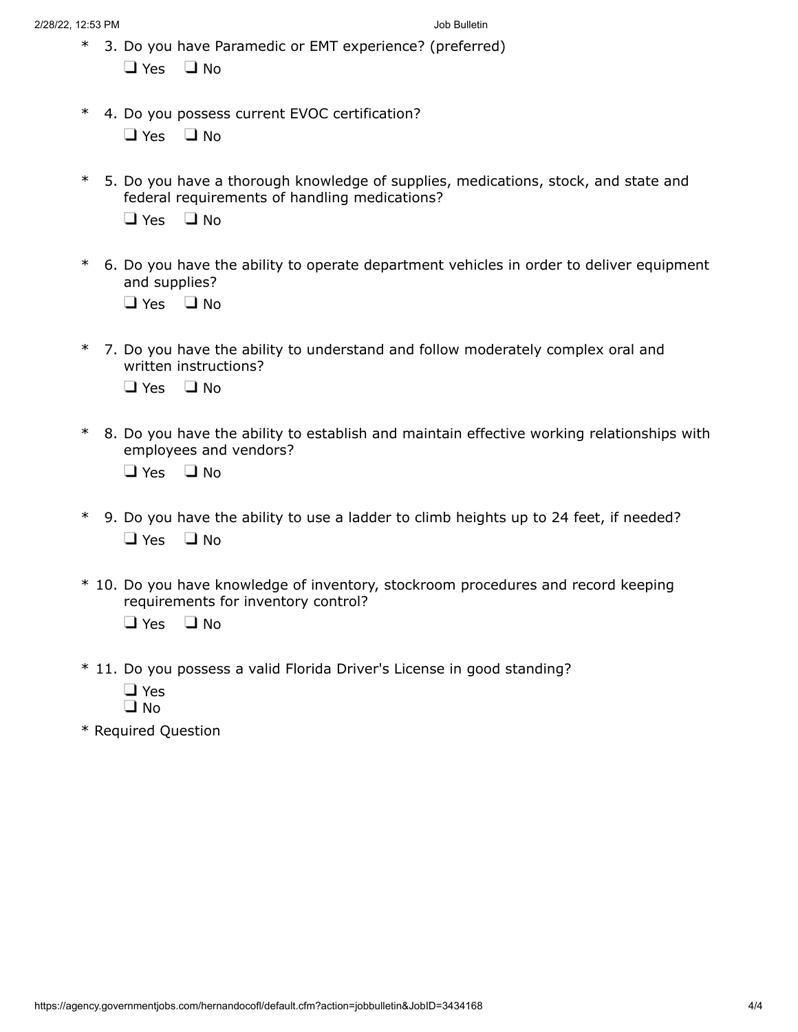\* 3. Do you have Paramedic or EMT experience? (preferred)

❑ Yes ❑ No

\* 4. Do you possess current EVOC certification?

❑ Yes ❑ No

\* 5. Do you have a thorough knowledge of supplies, medications, stock, and state and federal requirements of handling medications?

❑ Yes ❑ No

\* 6. Do you have the ability to operate department vehicles in order to deliver equipment and supplies?

❑ Yes ❑ No

\* 7. Do you have the ability to understand and follow moderately complex oral and written instructions?

❑ Yes ❑ No

\* 8. Do you have the ability to establish and maintain effective working relationships with employees and vendors?

❑ Yes ❑ No

\* 9. Do you have the ability to use a ladder to climb heights up to 24 feet, if needed?

❑ Yes ❑ No

\* 10. Do you have knowledge of inventory, stockroom procedures and record keeping requirements for inventory control?

❑ Yes ❑ No

\* 11. Do you possess a valid Florida Driver's License in good standing?

❑ Yes
❑ No

\* Required Question